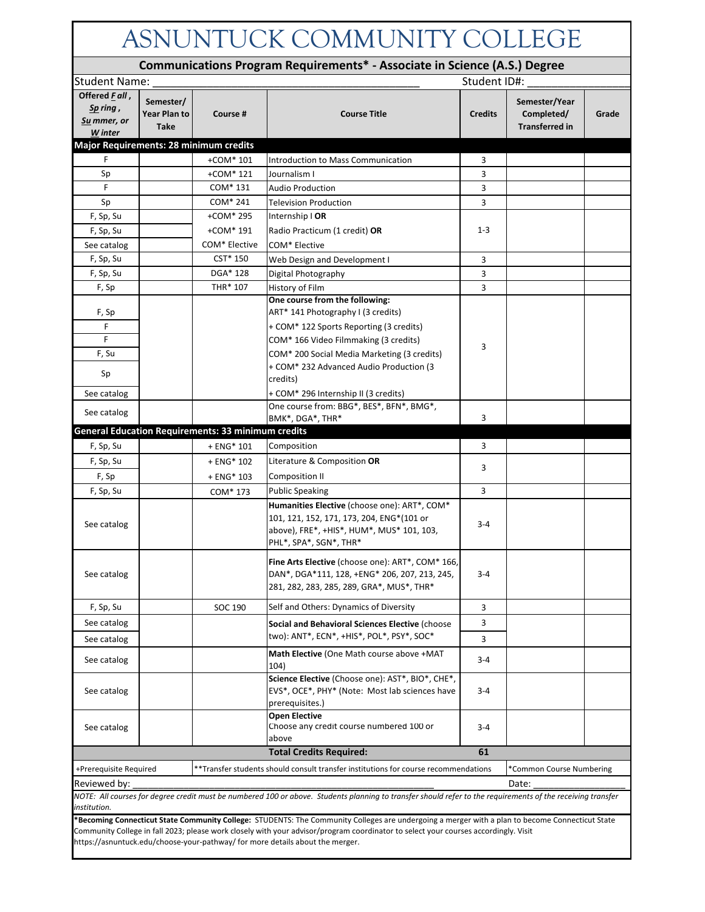# ASNUNTUCK COMMUNITY COLLEGE

## Communications Program Requirements* - Associate in Science (A.S.) Degree

Student Name: ______________________________ Student ID#: ______________

| Offered Fall, Spring, Summer, or Winter | Semester/ Year Plan to Take | Course # | Course Title | Credits | Semester/Year Completed/ Transferred in | Grade |
|---|---|---|---|---|---|---|
| **Major Requirements: 28 minimum credits** | | | | | | |
| F | | +COM* 101 | Introduction to Mass Communication | 3 | | |
| Sp | | +COM* 121 | Journalism I | 3 | | |
| F | | COM* 131 | Audio Production | 3 | | |
| Sp | | COM* 241 | Television Production | 3 | | |
| F, Sp, Su | | +COM* 295 | Internship I **OR** | 1-3 | | |
| F, Sp, Su | | +COM* 191 | Radio Practicum (1 credit) **OR** | | | |
| See catalog | | COM* Elective | COM* Elective | | | |
| F, Sp, Su | | CST* 150 | Web Design and Development I | 3 | | |
| F, Sp, Su | | DGA* 128 | Digital Photography | 3 | | |
| F, Sp | | THR* 107 | History of Film | 3 | | |
| | | | **One course from the following:** | 3 | | |
| F, Sp | | | ART* 141 Photography I (3 credits) | | | |
| F | | | + COM* 122 Sports Reporting (3 credits) | | | |
| F | | | COM* 166 Video Filmmaking (3 credits) | | | |
| F, Su | | | COM* 200 Social Media Marketing (3 credits) | | | |
| Sp | | | + COM* 232 Advanced Audio Production (3 credits) | | | |
| See catalog | | | + COM* 296 Internship II (3 credits) | | | |
| See catalog | | | One course from: BBG*, BES*, BFN*, BMG*, BMK*, DGA*, THR* | 3 | | |
| **General Education Requirements: 33 minimum credits** | | | | | | |
| F, Sp, Su | | + ENG* 101 | Composition | 3 | | |
| F, Sp, Su | | + ENG* 102 | Literature & Composition **OR** | 3 | | |
| F, Sp | | + ENG* 103 | Composition II | | | |
| F, Sp, Su | | COM* 173 | Public Speaking | 3 | | |
| See catalog | | | **Humanities Elective** (choose one): ART*, COM* 101, 121, 152, 171, 173, 204, ENG*(101 or above), FRE*, +HIS*, HUM*, MUS* 101, 103, PHL*, SPA*, SGN*, THR* | 3-4 | | |
| See catalog | | | **Fine Arts Elective** (choose one): ART*, COM* 166, DAN*, DGA*111, 128, +ENG* 206, 207, 213, 245, 281, 282, 283, 285, 289, GRA*, MUS*, THR* | 3-4 | | |
| F, Sp, Su | | SOC 190 | Self and Others: Dynamics of Diversity | 3 | | |
| See catalog | | | **Social and Behavioral Sciences Elective** (choose two): ANT*, ECN*, +HIS*, POL*, PSY*, SOC* | 3 | | |
| See catalog | | | | 3 | | |
| See catalog | | | **Math Elective** (One Math course above +MAT 104) | 3-4 | | |
| See catalog | | | **Science Elective** (Choose one): AST*, BIO*, CHE*, EVS*, OCE*, PHY* (Note: Most lab sciences have prerequisites.) | 3-4 | | |
| See catalog | | | **Open Elective** Choose any credit course numbered 100 or above | 3-4 | | |
| | | | **Total Credits Required:** | **61** | | |

+Prerequisite Required | **Transfer students should consult transfer institutions for course recommendations | *Common Course Numbering

Reviewed by: ______________________________ Date: ______________

*NOTE: All courses for degree credit must be numbered 100 or above. Students planning to transfer should refer to the requirements of the receiving transfer institution.*

***Becoming Connecticut State Community College:** STUDENTS: The Community Colleges are undergoing a merger with a plan to become Connecticut State Community College in fall 2023; please work closely with your advisor/program coordinator to select your courses accordingly. Visit https://asnuntuck.edu/choose-your-pathway/ for more details about the merger.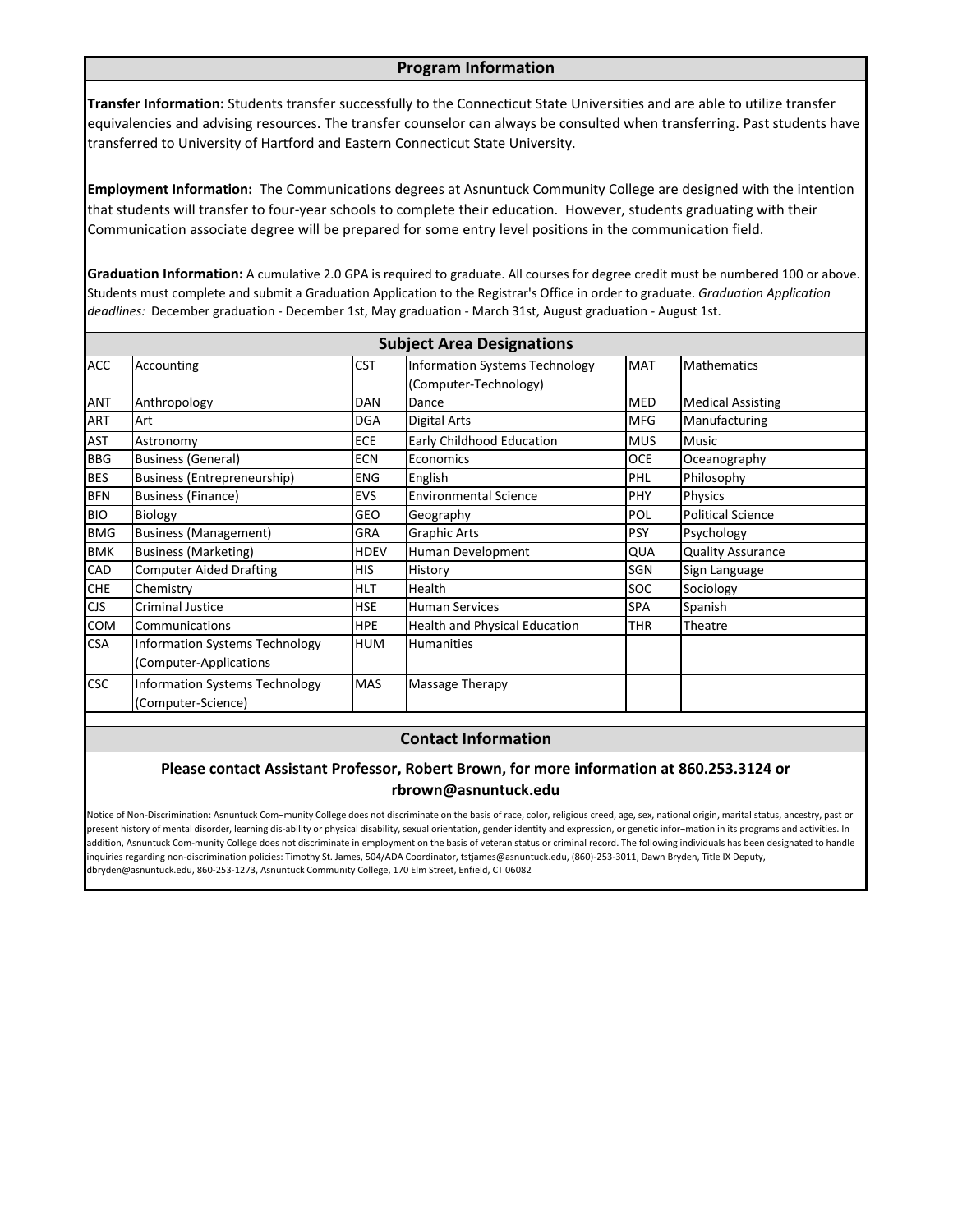## Program Information

**Transfer Information:** Students transfer successfully to the Connecticut State Universities and are able to utilize transfer equivalencies and advising resources. The transfer counselor can always be consulted when transferring. Past students have transferred to University of Hartford and Eastern Connecticut State University.

**Employment Information:** The Communications degrees at Asnuntuck Community College are designed with the intention that students will transfer to four-year schools to complete their education. However, students graduating with their Communication associate degree will be prepared for some entry level positions in the communication field.

**Graduation Information:** A cumulative 2.0 GPA is required to graduate. All courses for degree credit must be numbered 100 or above. Students must complete and submit a Graduation Application to the Registrar's Office in order to graduate. *Graduation Application deadlines:* December graduation - December 1st, May graduation - March 31st, August graduation - August 1st.

## Subject Area Designations

| | | | | | |
|---|---|---|---|---|---|
| ACC | Accounting | CST | Information Systems Technology (Computer-Technology) | MAT | Mathematics |
| ANT | Anthropology | DAN | Dance | MED | Medical Assisting |
| ART | Art | DGA | Digital Arts | MFG | Manufacturing |
| AST | Astronomy | ECE | Early Childhood Education | MUS | Music |
| BBG | Business (General) | ECN | Economics | OCE | Oceanography |
| BES | Business (Entrepreneurship) | ENG | English | PHL | Philosophy |
| BFN | Business (Finance) | EVS | Environmental Science | PHY | Physics |
| BIO | Biology | GEO | Geography | POL | Political Science |
| BMG | Business (Management) | GRA | Graphic Arts | PSY | Psychology |
| BMK | Business (Marketing) | HDEV | Human Development | QUA | Quality Assurance |
| CAD | Computer Aided Drafting | HIS | History | SGN | Sign Language |
| CHE | Chemistry | HLT | Health | SOC | Sociology |
| CJS | Criminal Justice | HSE | Human Services | SPA | Spanish |
| COM | Communications | HPE | Health and Physical Education | THR | Theatre |
| CSA | Information Systems Technology (Computer-Applications | HUM | Humanities | | |
| CSC | Information Systems Technology (Computer-Science) | MAS | Massage Therapy | | |

## Contact Information

**Please contact Assistant Professor, Robert Brown, for more information at 860.253.3124 or rbrown@asnuntuck.edu**

Notice of Non-Discrimination: Asnuntuck Com¬munity College does not discriminate on the basis of race, color, religious creed, age, sex, national origin, marital status, ancestry, past or present history of mental disorder, learning dis-ability or physical disability, sexual orientation, gender identity and expression, or genetic infor¬mation in its programs and activities. In addition, Asnuntuck Com-munity College does not discriminate in employment on the basis of veteran status or criminal record. The following individuals has been designated to handle inquiries regarding non-discrimination policies: Timothy St. James, 504/ADA Coordinator, tstjames@asnuntuck.edu, (860)-253-3011, Dawn Bryden, Title IX Deputy, dbryden@asnuntuck.edu, 860-253-1273, Asnuntuck Community College, 170 Elm Street, Enfield, CT 06082